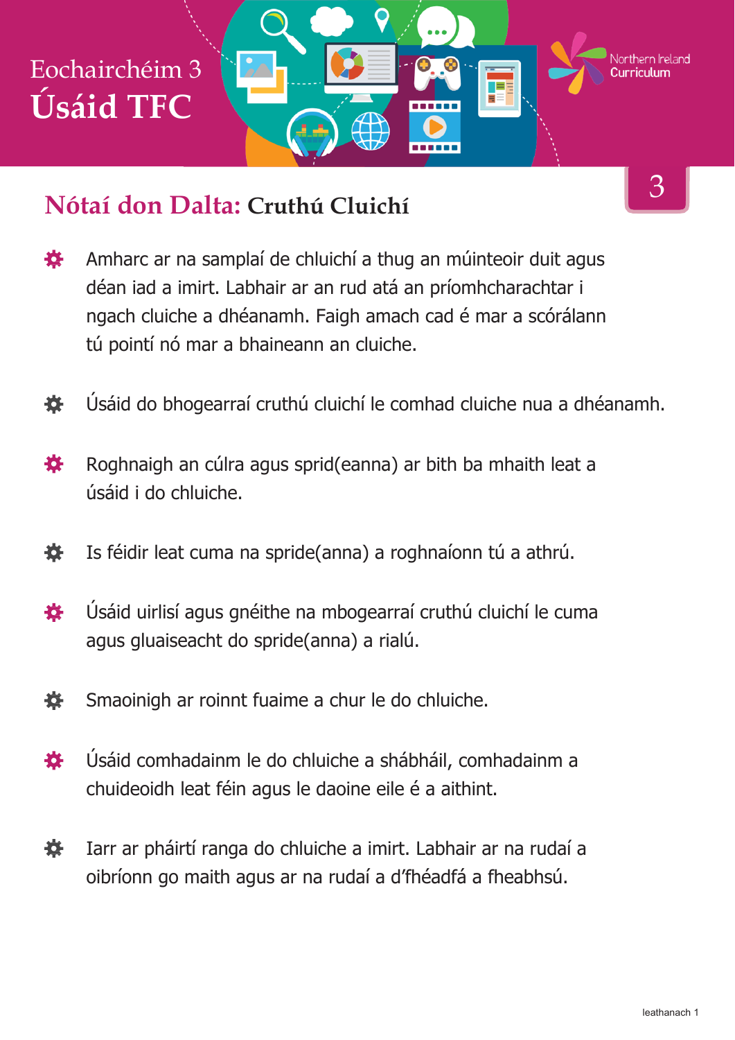# Eochairchéim 3
# Úsáid TFC

Northern Ireland Curriculum

3

## Nótaí don Dalta: Cruthú Cluichí

- Amharc ar na samplaí de chluichí a thug an múinteoir duit agus déan iad a imirt. Labhair ar an rud atá an príomhcharachtar i ngach cluiche a dhéanamh. Faigh amach cad é mar a scórálann tú pointí nó mar a bhaineann an cluiche.
- Úsáid do bhogearraí cruthú cluichí le comhad cluiche nua a dhéanamh.
- Roghnaigh an cúlra agus sprid(eanna) ar bith ba mhaith leat a úsáid i do chluiche.
- Is féidir leat cuma na spride(anna) a roghnaíonn tú a athrú.
- Úsáid uirlisí agus gnéithe na mbogearraí cruthú cluichí le cuma agus gluaiseacht do spride(anna) a rialú.
- Smaoinigh ar roinnt fuaime a chur le do chluiche.
- Úsáid comhadainm le do chluiche a shábháil, comhadainm a chuideoidh leat féin agus le daoine eile é a aithint.
- Iarr ar pháirtí ranga do chluiche a imirt. Labhair ar na rudaí a oibríonn go maith agus ar na rudaí a d'fhéadfá a fheabhsú.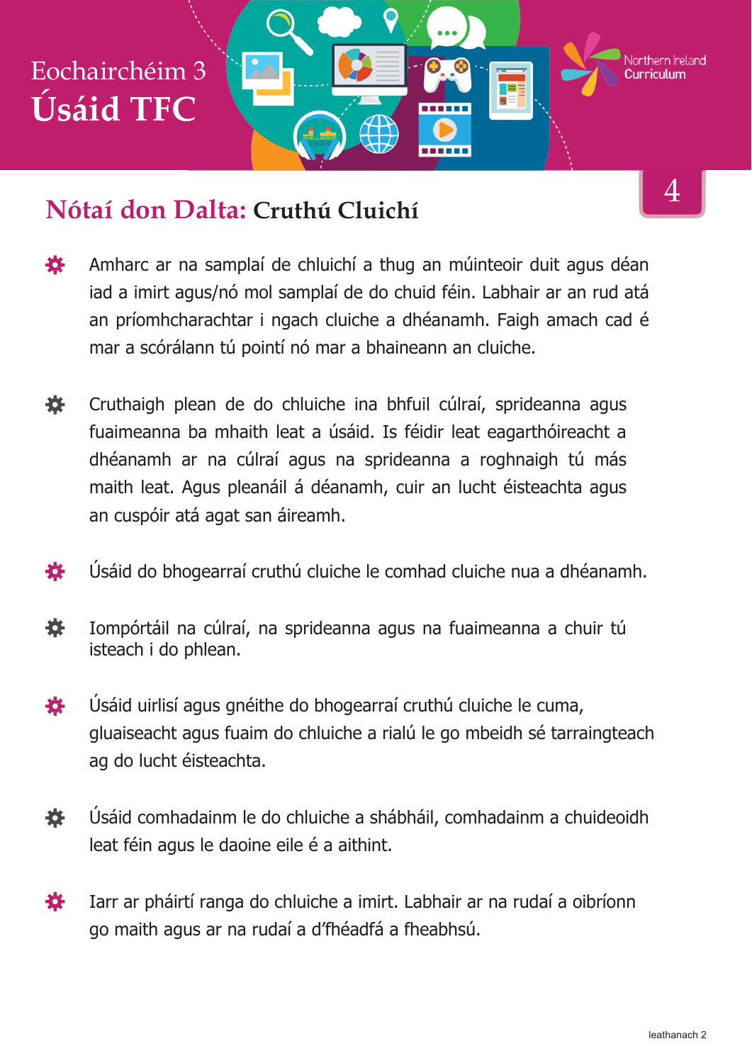# Eochairchéim 3
# Úsáid TFC

4

## Nótaí don Dalta: Cruthú Cluichí

- Amharc ar na samplaí de chluichí a thug an múinteoir duit agus déan iad a imirt agus/nó mol samplaí de do chuid féin. Labhair ar an rud atá an príomhcharachtar i ngach cluiche a dhéanamh. Faigh amach cad é mar a scórálann tú pointí nó mar a bhaineann an cluiche.
- Cruthaigh plean de do chluiche ina bhfuil cúlraí, sprideanna agus fuaimeanna ba mhaith leat a úsáid. Is féidir leat eagarthóireacht a dhéanamh ar na cúlraí agus na sprideanna a roghnaigh tú más maith leat. Agus pleanáil á déanamh, cuir an lucht éisteachta agus an cuspóir atá agat san áireamh.
- Úsáid do bhogearraí cruthú cluiche le comhad cluiche nua a dhéanamh.
- Iompórtáil na cúlraí, na sprideanna agus na fuaimeanna a chuir tú isteach i do phlean.
- Úsáid uirlisí agus gnéithe do bhogearraí cruthú cluiche le cuma, gluaiseacht agus fuaim do chluiche a rialú le go mbeidh sé tarraingteach ag do lucht éisteachta.
- Úsáid comhadainm le do chluiche a shábháil, comhadainm a chuideoidh leat féin agus le daoine eile é a aithint.
- Iarr ar pháirtí ranga do chluiche a imirt. Labhair ar na rudaí a oibríonn go maith agus ar na rudaí a d'fhéadfá a fheabhsú.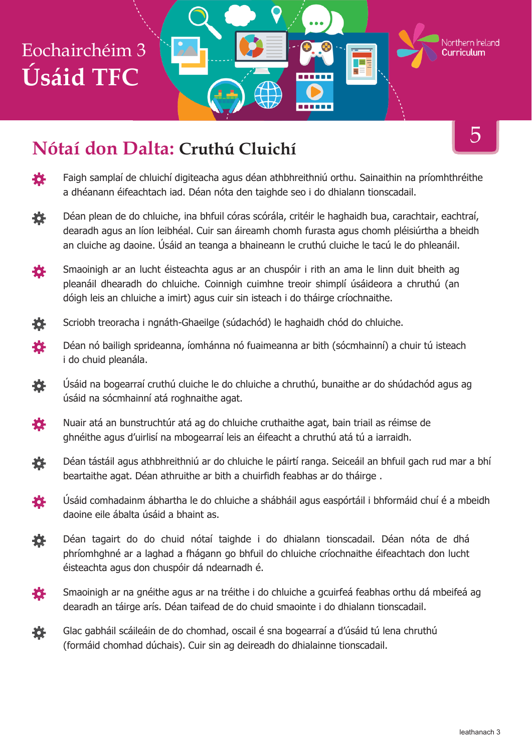# Eochairchéim 3
# Úsáid TFC

5

## Nótaí don Dalta: Cruthú Cluichí

- Faigh samplaí de chluichí digiteacha agus déan athbhreithniú orthu. Sainaithin na príomhthréithe a dhéanann éifeachtach iad. Déan nóta den taighde seo i do dhialann tionscadail.
- Déan plean de do chluiche, ina bhfuil córas scórála, critéir le haghaidh bua, carachtair, eachtraí, dearadh agus an líon leibhéal. Cuir san áireamh chomh furasta agus chomh pléisiúrtha a bheidh an cluiche ag daoine. Úsáid an teanga a bhaineann le cruthú cluiche le tacú le do phleanáil.
- Smaoinigh ar an lucht éisteachta agus ar an chuspóir i rith an ama le linn duit bheith ag pleanáil dhearadh do chluiche. Coinnigh cuimhne treoir shimplí úsáideora a chruthú (an dóigh leis an chluiche a imirt) agus cuir sin isteach i do tháirge críochnaithe.
- Scríobh treoracha i ngnáth-Ghaeilge (súdachód) le haghaidh chód do chluiche.
- Déan nó bailigh sprideanna, íomhánna nó fuaimeanna ar bith (sócmhainní) a chuir tú isteach i do chuid pleanála.
- Úsáid na bogearraí cruthú cluiche le do chluiche a chruthú, bunaithe ar do shúdachód agus ag úsáid na sócmhainní atá roghnaithe agat.
- Nuair atá an bunstruchtúr atá ag do chluiche cruthaithe agat, bain triail as réimse de ghnéithe agus d'uirlisí na mbogearraí leis an éifeacht a chruthú atá tú a iarraidh.
- Déan tástáil agus athbhreithniú ar do chluiche le páirtí ranga. Seiceáil an bhfuil gach rud mar a bhí beartaithe agat. Déan athruithe ar bith a chuirfidh feabhas ar do tháirge .
- Úsáid comhadainm ábhartha le do chluiche a shábháil agus easpórtáil i bhformáid chuí é a mbeidh daoine eile ábalta úsáid a bhaint as.
- Déan tagairt do do chuid nótaí taighde i do dhialann tionscadail. Déan nóta de dhá phríomhghné ar a laghad a fhágann go bhfuil do chluiche críochnaithe éifeachtach don lucht éisteachta agus don chuspóir dá ndearnadh é.
- Smaoinigh ar na gnéithe agus ar na tréithe i do chluiche a gcuirfeá feabhas orthu dá mbeifeá ag dearadh an táirge arís. Déan taifead de do chuid smaointe i do dhialann tionscadail.
- Glac gabháil scáileáin de do chomhad, oscail é sna bogearraí a d'úsáid tú lena chruthú (formáid chomhad dúchais). Cuir sin ag deireadh do dhialainne tionscadail.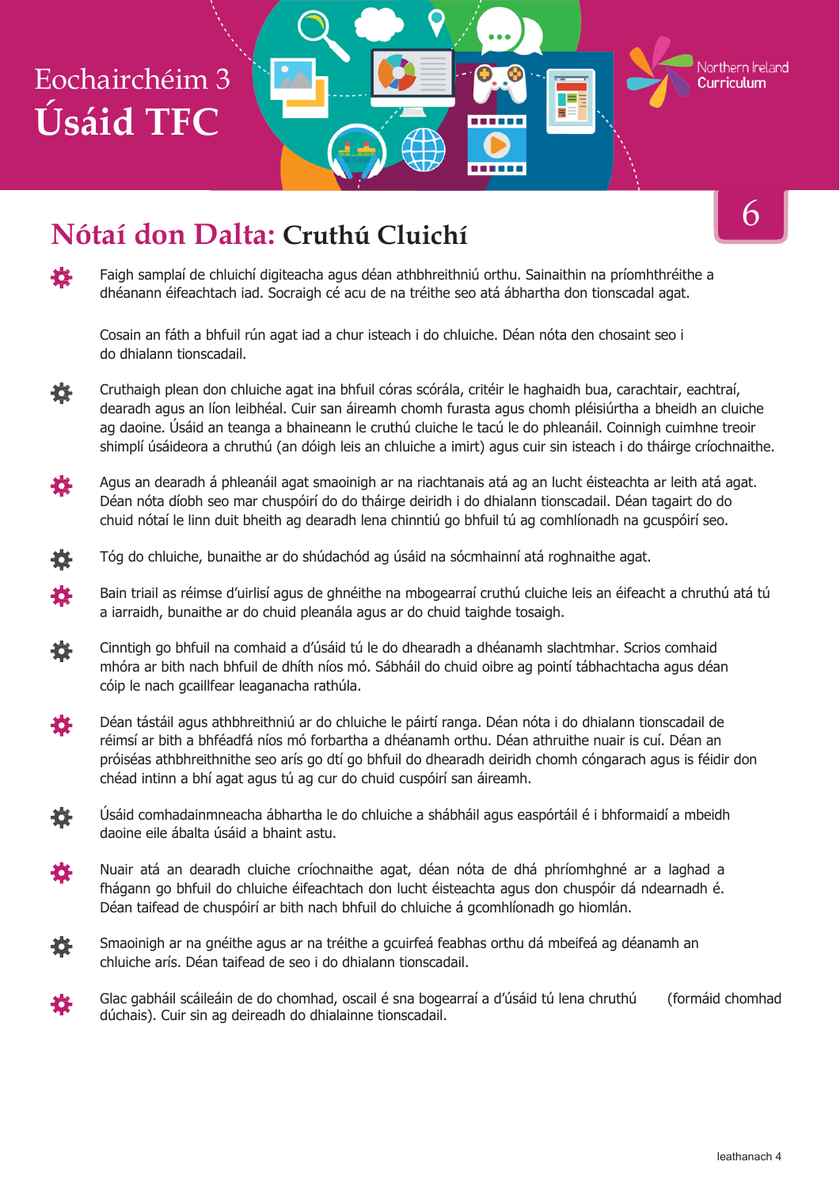# Eochairchéim 3

# Úsáid TFC

Northern Ireland Curriculum

6

## Nótaí don Dalta: Cruthú Cluichí

- Faigh samplaí de chluichí digiteacha agus déan athbhreithniú orthu. Sainaithin na príomhthréithe a dhéanann éifeachtach iad. Socraigh cé acu de na tréithe seo atá ábhartha don tionscadal agat.

  Cosain an fáth a bhfuil rún agat iad a chur isteach i do chluiche. Déan nóta den chosaint seo i do dhialann tionscadail.

- Cruthaigh plean don chluiche agat ina bhfuil córas scórála, critéir le haghaidh bua, carachtair, eachtraí, dearadh agus an líon leibhéal. Cuir san áireamh chomh furasta agus chomh pléisiúrtha a bheidh an cluiche ag daoine. Úsáid an teanga a bhaineann le cruthú cluiche le tacú le do phleanáil. Coinnigh cuimhne treoir shimplí úsáideora a chruthú (an dóigh leis an chluiche a imirt) agus cuir sin isteach i do tháirge críochnaithe.

- Agus an dearadh á phleanáil agat smaoinigh ar na riachtanais atá ag an lucht éisteachta ar leith atá agat. Déan nóta díobh seo mar chuspóirí do do tháirge deiridh i do dhialann tionscadail. Déan tagairt do do chuid nótaí le linn duit bheith ag dearadh lena chinntiú go bhfuil tú ag comhlíonadh na gcuspóirí seo.

- Tóg do chluiche, bunaithe ar do shúdachód ag úsáid na sócmhainní atá roghnaithe agat.

- Bain triail as réimse d'uirlisí agus de ghnéithe na mbogearraí cruthú cluiche leis an éifeacht a chruthú atá tú a iarraidh, bunaithe ar do chuid pleanála agus ar do chuid taighde tosaigh.

- Cinntigh go bhfuil na comhaid a d'úsáid tú le do dhearadh a dhéanamh slachtmhar. Scrios comhaid mhóra ar bith nach bhfuil de dhíth níos mó. Sábháil do chuid oibre ag pointí tábhachtacha agus déan cóip le nach gcaillfear leaganacha rathúla.

- Déan tástáil agus athbhreithniú ar do chluiche le páirtí ranga. Déan nóta i do dhialann tionscadail de réimsí ar bith a bhféadfá níos mó forbartha a dhéanamh orthu. Déan athruithe nuair is cuí. Déan an próiséas athbhreithnithe seo arís go dtí go bhfuil do dhearadh deiridh chomh cóngarach agus is féidir don chéad intinn a bhí agat agus tú ag cur do chuid cuspóirí san áireamh.

- Úsáid comhadainmneacha ábhartha le do chluiche a shábháil agus easpórtáil é i bhformaidí a mbeidh daoine eile ábalta úsáid a bhaint astu.

- Nuair atá an dearadh cluiche críochnaithe agat, déan nóta de dhá phríomhghné ar a laghad a fhágann go bhfuil do chluiche éifeachtach don lucht éisteachta agus don chuspóir dá ndearnadh é. Déan taifead de chuspóirí ar bith nach bhfuil do chluiche á gcomhlíonadh go hiomlán.

- Smaoinigh ar na gnéithe agus ar na tréithe a gcuirfeá feabhas orthu dá mbeifeá ag déanamh an chluiche arís. Déan taifead de seo i do dhialann tionscadail.

- Glac gabháil scáileáin de do chomhad, oscail é sna bogearraí a d'úsáid tú lena chruthú (formáid chomhad dúchais). Cuir sin ag deireadh do dhialainne tionscadail.